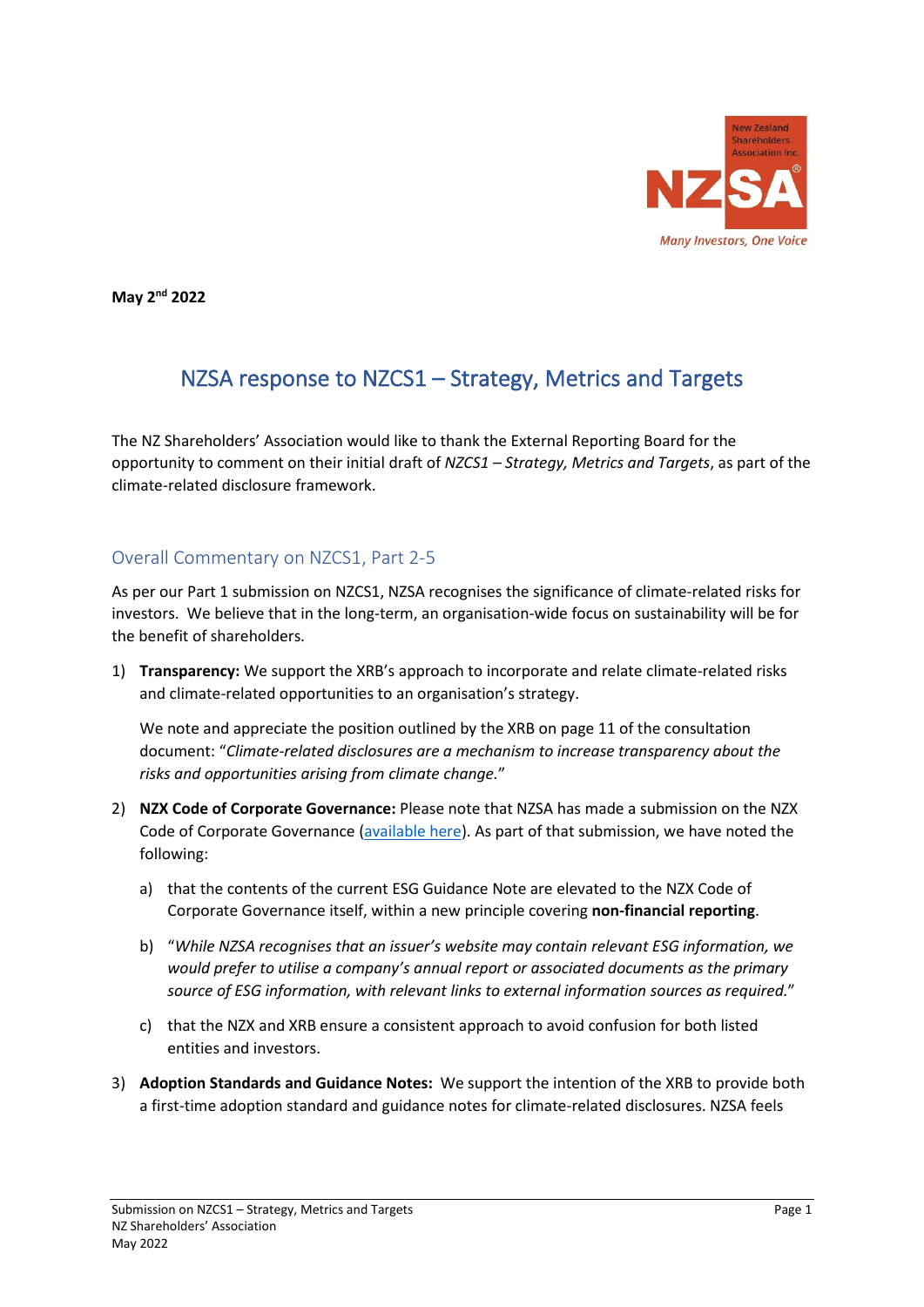**May 2[nd] 2022**

# NZSA response to NZCS1 – Strategy, Metrics and Targets

The NZ Shareholders' Association would like to thank the External Reporting Board for the opportunity to comment on their initial draft of *NZCS1 – Strategy, Metrics and Targets*, as part of the climate-related disclosure framework.

## Overall Commentary on NZCS1, Part 2-5

As per our Part 1 submission on NZCS1, NZSA recognises the significance of climate-related risks for investors. We believe that in the long-term, an organisation-wide focus on sustainability will be for the benefit of shareholders.

1) **Transparency:** We support the XRB's approach to incorporate and relate climate-related risks and climate-related opportunities to an organisation's strategy.

   We note and appreciate the position outlined by the XRB on page 11 of the consultation document: "*Climate-related disclosures are a mechanism to increase transparency about the risks and opportunities arising from climate change.*"

2) **NZX Code of Corporate Governance:** Please note that NZSA has made a submission on the NZX Code of Corporate Governance (available here). As part of that submission, we have noted the following:

   a) that the contents of the current ESG Guidance Note are elevated to the NZX Code of Corporate Governance itself, within a new principle covering **non-financial reporting**.

   b) "*While NZSA recognises that an issuer's website may contain relevant ESG information, we would prefer to utilise a company's annual report or associated documents as the primary source of ESG information, with relevant links to external information sources as required.*"

   c) that the NZX and XRB ensure a consistent approach to avoid confusion for both listed entities and investors.

3) **Adoption Standards and Guidance Notes:** We support the intention of the XRB to provide both a first-time adoption standard and guidance notes for climate-related disclosures. NZSA feels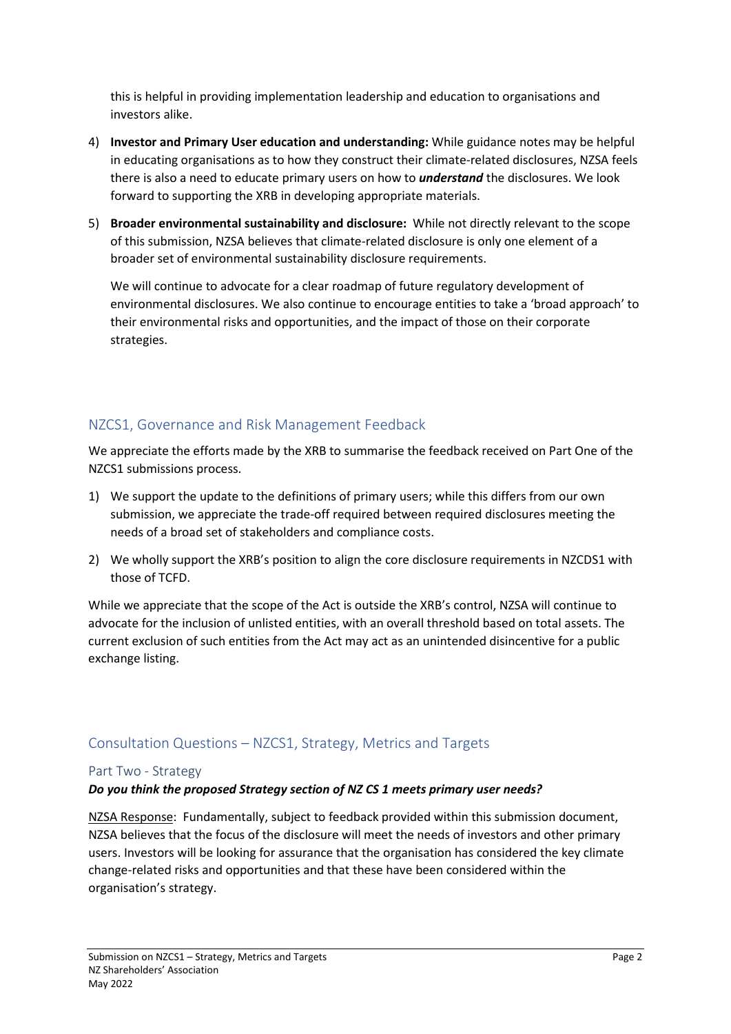this is helpful in providing implementation leadership and education to organisations and investors alike.

4) **Investor and Primary User education and understanding:** While guidance notes may be helpful in educating organisations as to how they construct their climate-related disclosures, NZSA feels there is also a need to educate primary users on how to ***understand*** the disclosures. We look forward to supporting the XRB in developing appropriate materials.

5) **Broader environmental sustainability and disclosure:** While not directly relevant to the scope of this submission, NZSA believes that climate-related disclosure is only one element of a broader set of environmental sustainability disclosure requirements.

   We will continue to advocate for a clear roadmap of future regulatory development of environmental disclosures. We also continue to encourage entities to take a 'broad approach' to their environmental risks and opportunities, and the impact of those on their corporate strategies.

## NZCS1, Governance and Risk Management Feedback

We appreciate the efforts made by the XRB to summarise the feedback received on Part One of the NZCS1 submissions process.

1) We support the update to the definitions of primary users; while this differs from our own submission, we appreciate the trade-off required between required disclosures meeting the needs of a broad set of stakeholders and compliance costs.

2) We wholly support the XRB's position to align the core disclosure requirements in NZCDS1 with those of TCFD.

While we appreciate that the scope of the Act is outside the XRB's control, NZSA will continue to advocate for the inclusion of unlisted entities, with an overall threshold based on total assets. The current exclusion of such entities from the Act may act as an unintended disincentive for a public exchange listing.

## Consultation Questions – NZCS1, Strategy, Metrics and Targets

### Part Two - Strategy

***Do you think the proposed Strategy section of NZ CS 1 meets primary user needs?***

NZSA Response: Fundamentally, subject to feedback provided within this submission document, NZSA believes that the focus of the disclosure will meet the needs of investors and other primary users. Investors will be looking for assurance that the organisation has considered the key climate change-related risks and opportunities and that these have been considered within the organisation's strategy.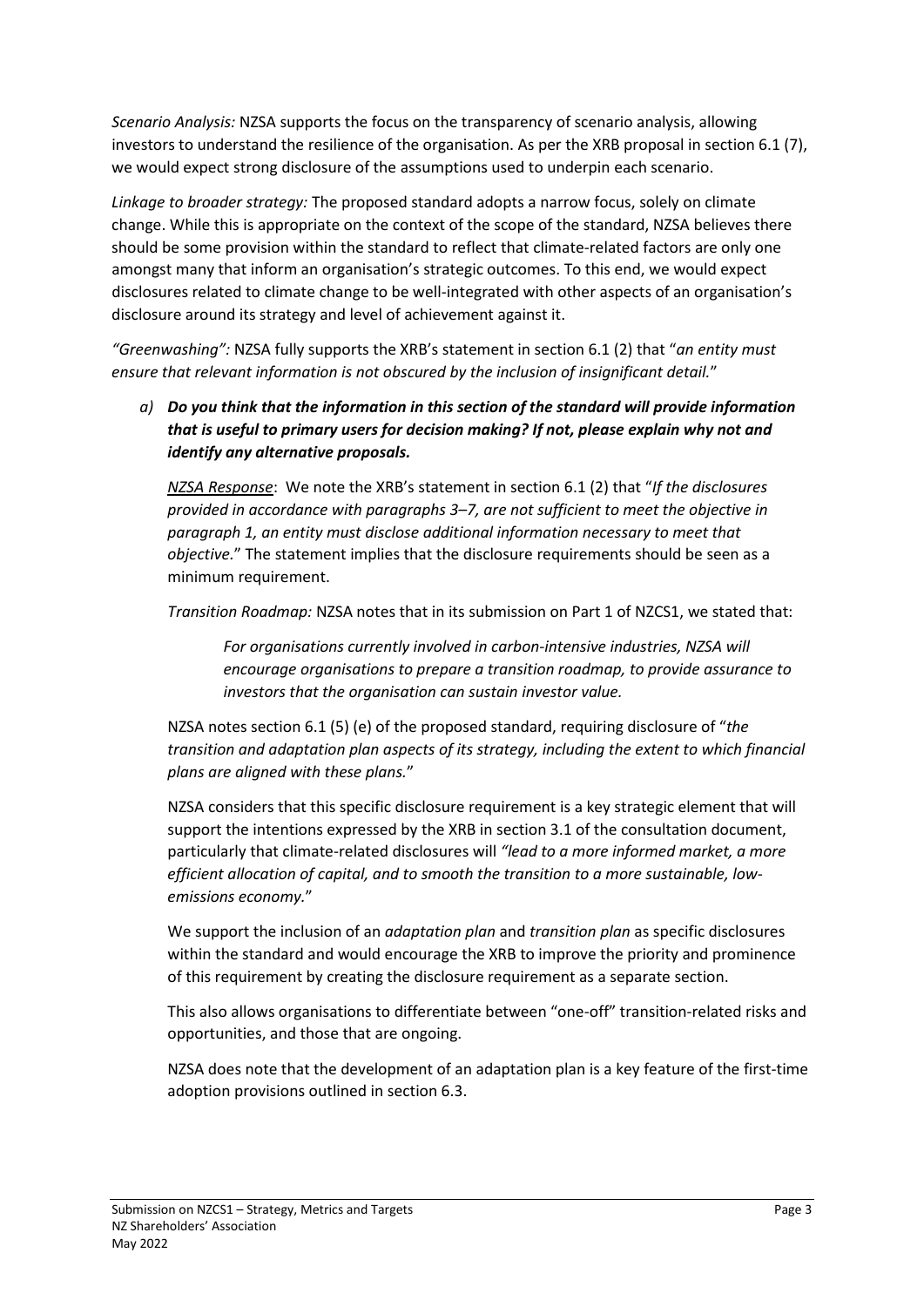*Scenario Analysis:* NZSA supports the focus on the transparency of scenario analysis, allowing investors to understand the resilience of the organisation. As per the XRB proposal in section 6.1 (7), we would expect strong disclosure of the assumptions used to underpin each scenario.

*Linkage to broader strategy:* The proposed standard adopts a narrow focus, solely on climate change. While this is appropriate on the context of the scope of the standard, NZSA believes there should be some provision within the standard to reflect that climate-related factors are only one amongst many that inform an organisation's strategic outcomes. To this end, we would expect disclosures related to climate change to be well-integrated with other aspects of an organisation's disclosure around its strategy and level of achievement against it.

*"Greenwashing":* NZSA fully supports the XRB's statement in section 6.1 (2) that "*an entity must ensure that relevant information is not obscured by the inclusion of insignificant detail.*"

a) ***Do you think that the information in this section of the standard will provide information that is useful to primary users for decision making? If not, please explain why not and identify any alternative proposals.***

   *NZSA Response*: We note the XRB's statement in section 6.1 (2) that "*If the disclosures provided in accordance with paragraphs 3–7, are not sufficient to meet the objective in paragraph 1, an entity must disclose additional information necessary to meet that objective.*" The statement implies that the disclosure requirements should be seen as a minimum requirement.

   *Transition Roadmap:* NZSA notes that in its submission on Part 1 of NZCS1, we stated that:

   > *For organisations currently involved in carbon-intensive industries, NZSA will encourage organisations to prepare a transition roadmap, to provide assurance to investors that the organisation can sustain investor value.*

   NZSA notes section 6.1 (5) (e) of the proposed standard, requiring disclosure of "*the transition and adaptation plan aspects of its strategy, including the extent to which financial plans are aligned with these plans.*"

   NZSA considers that this specific disclosure requirement is a key strategic element that will support the intentions expressed by the XRB in section 3.1 of the consultation document, particularly that climate-related disclosures will *"lead to a more informed market, a more efficient allocation of capital, and to smooth the transition to a more sustainable, low-emissions economy.*"

   We support the inclusion of an *adaptation plan* and *transition plan* as specific disclosures within the standard and would encourage the XRB to improve the priority and prominence of this requirement by creating the disclosure requirement as a separate section.

   This also allows organisations to differentiate between "one-off" transition-related risks and opportunities, and those that are ongoing.

   NZSA does note that the development of an adaptation plan is a key feature of the first-time adoption provisions outlined in section 6.3.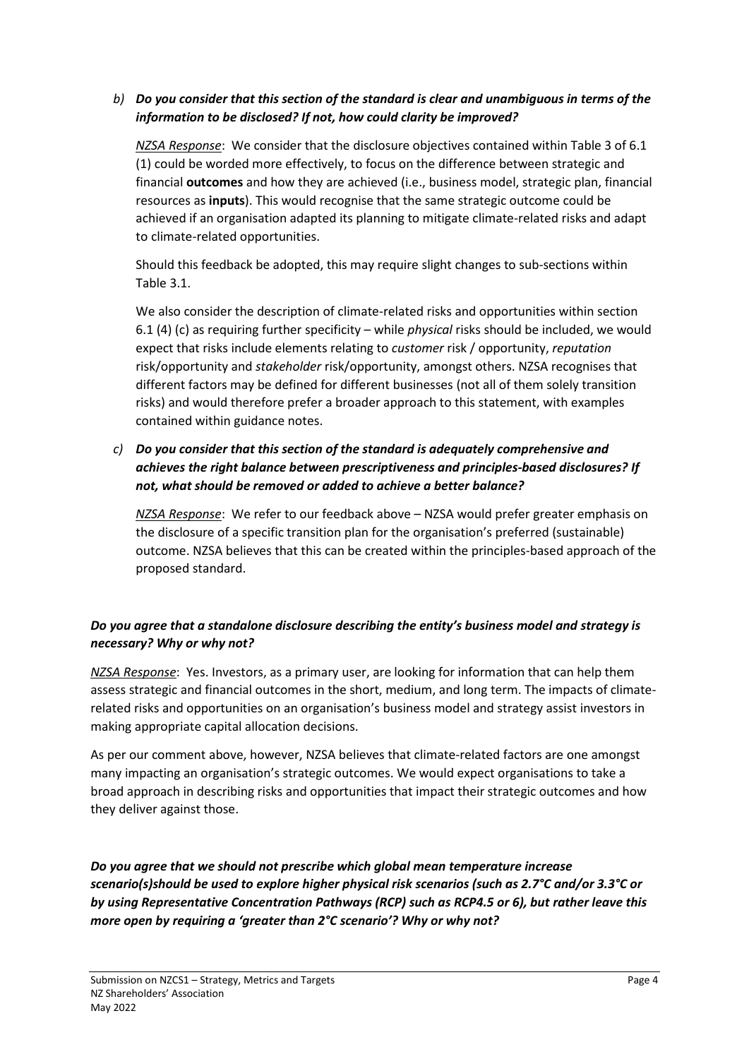b) ***Do you consider that this section of the standard is clear and unambiguous in terms of the information to be disclosed? If not, how could clarity be improved?***

   *NZSA Response*: We consider that the disclosure objectives contained within Table 3 of 6.1 (1) could be worded more effectively, to focus on the difference between strategic and financial **outcomes** and how they are achieved (i.e., business model, strategic plan, financial resources as **inputs**). This would recognise that the same strategic outcome could be achieved if an organisation adapted its planning to mitigate climate-related risks and adapt to climate-related opportunities.

   Should this feedback be adopted, this may require slight changes to sub-sections within Table 3.1.

   We also consider the description of climate-related risks and opportunities within section 6.1 (4) (c) as requiring further specificity – while *physical* risks should be included, we would expect that risks include elements relating to *customer* risk / opportunity, *reputation* risk/opportunity and *stakeholder* risk/opportunity, amongst others. NZSA recognises that different factors may be defined for different businesses (not all of them solely transition risks) and would therefore prefer a broader approach to this statement, with examples contained within guidance notes.

c) ***Do you consider that this section of the standard is adequately comprehensive and achieves the right balance between prescriptiveness and principles-based disclosures? If not, what should be removed or added to achieve a better balance?***

   *NZSA Response*: We refer to our feedback above – NZSA would prefer greater emphasis on the disclosure of a specific transition plan for the organisation's preferred (sustainable) outcome. NZSA believes that this can be created within the principles-based approach of the proposed standard.

***Do you agree that a standalone disclosure describing the entity's business model and strategy is necessary? Why or why not?***

*NZSA Response*: Yes. Investors, as a primary user, are looking for information that can help them assess strategic and financial outcomes in the short, medium, and long term. The impacts of climate-related risks and opportunities on an organisation's business model and strategy assist investors in making appropriate capital allocation decisions.

As per our comment above, however, NZSA believes that climate-related factors are one amongst many impacting an organisation's strategic outcomes. We would expect organisations to take a broad approach in describing risks and opportunities that impact their strategic outcomes and how they deliver against those.

***Do you agree that we should not prescribe which global mean temperature increase scenario(s)should be used to explore higher physical risk scenarios (such as 2.7°C and/or 3.3°C or by using Representative Concentration Pathways (RCP) such as RCP4.5 or 6), but rather leave this more open by requiring a 'greater than 2°C scenario'? Why or why not?***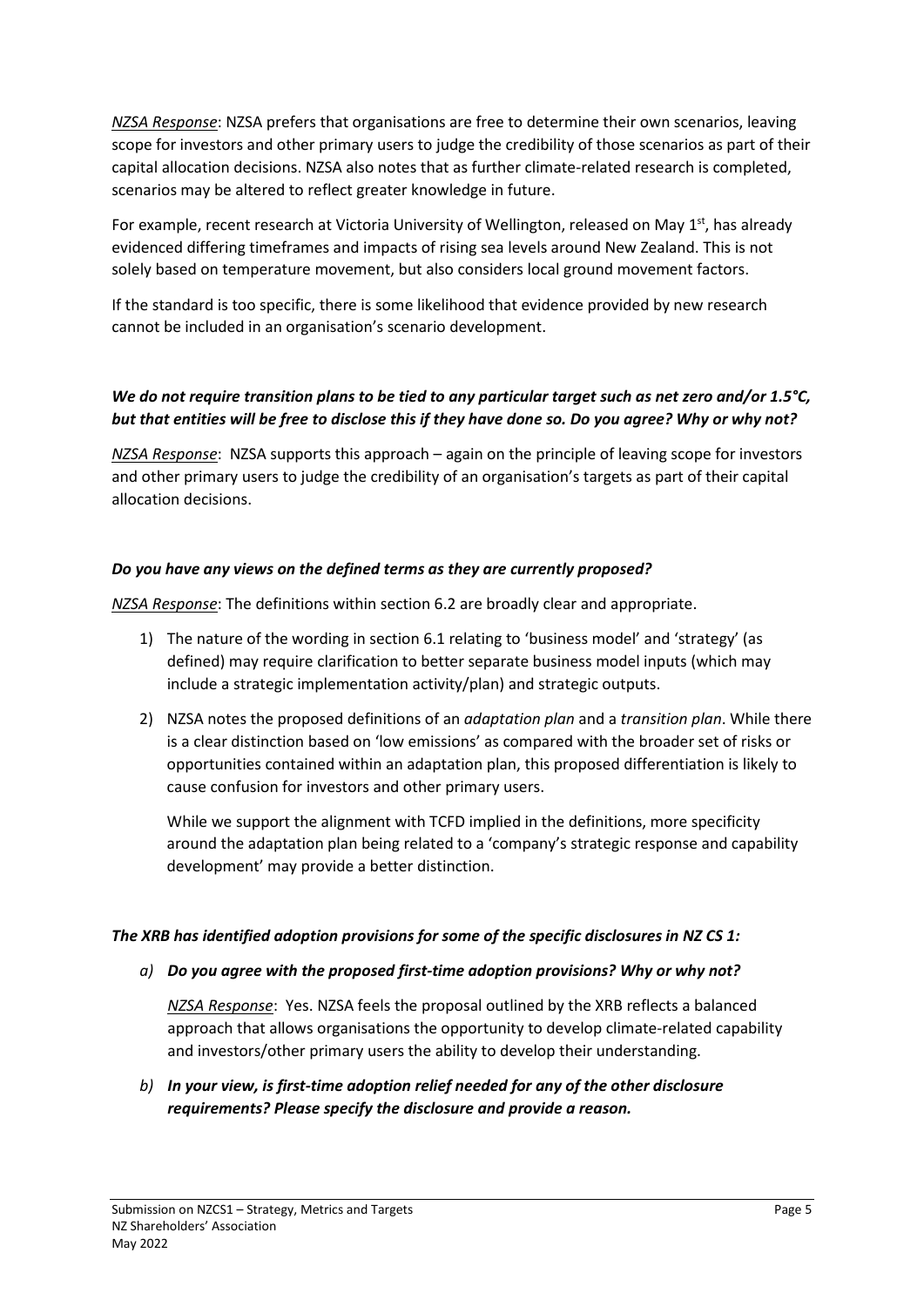*NZSA Response*: NZSA prefers that organisations are free to determine their own scenarios, leaving scope for investors and other primary users to judge the credibility of those scenarios as part of their capital allocation decisions. NZSA also notes that as further climate-related research is completed, scenarios may be altered to reflect greater knowledge in future.

For example, recent research at Victoria University of Wellington, released on May 1st, has already evidenced differing timeframes and impacts of rising sea levels around New Zealand. This is not solely based on temperature movement, but also considers local ground movement factors.

If the standard is too specific, there is some likelihood that evidence provided by new research cannot be included in an organisation's scenario development.

***We do not require transition plans to be tied to any particular target such as net zero and/or 1.5°C, but that entities will be free to disclose this if they have done so. Do you agree? Why or why not?***

*NZSA Response*: NZSA supports this approach – again on the principle of leaving scope for investors and other primary users to judge the credibility of an organisation's targets as part of their capital allocation decisions.

***Do you have any views on the defined terms as they are currently proposed?***

*NZSA Response*: The definitions within section 6.2 are broadly clear and appropriate.

1) The nature of the wording in section 6.1 relating to 'business model' and 'strategy' (as defined) may require clarification to better separate business model inputs (which may include a strategic implementation activity/plan) and strategic outputs.

2) NZSA notes the proposed definitions of an *adaptation plan* and a *transition plan*. While there is a clear distinction based on 'low emissions' as compared with the broader set of risks or opportunities contained within an adaptation plan, this proposed differentiation is likely to cause confusion for investors and other primary users.

   While we support the alignment with TCFD implied in the definitions, more specificity around the adaptation plan being related to a 'company's strategic response and capability development' may provide a better distinction.

***The XRB has identified adoption provisions for some of the specific disclosures in NZ CS 1:***

a) ***Do you agree with the proposed first-time adoption provisions? Why or why not?***

   *NZSA Response*: Yes. NZSA feels the proposal outlined by the XRB reflects a balanced approach that allows organisations the opportunity to develop climate-related capability and investors/other primary users the ability to develop their understanding.

b) ***In your view, is first-time adoption relief needed for any of the other disclosure requirements? Please specify the disclosure and provide a reason.***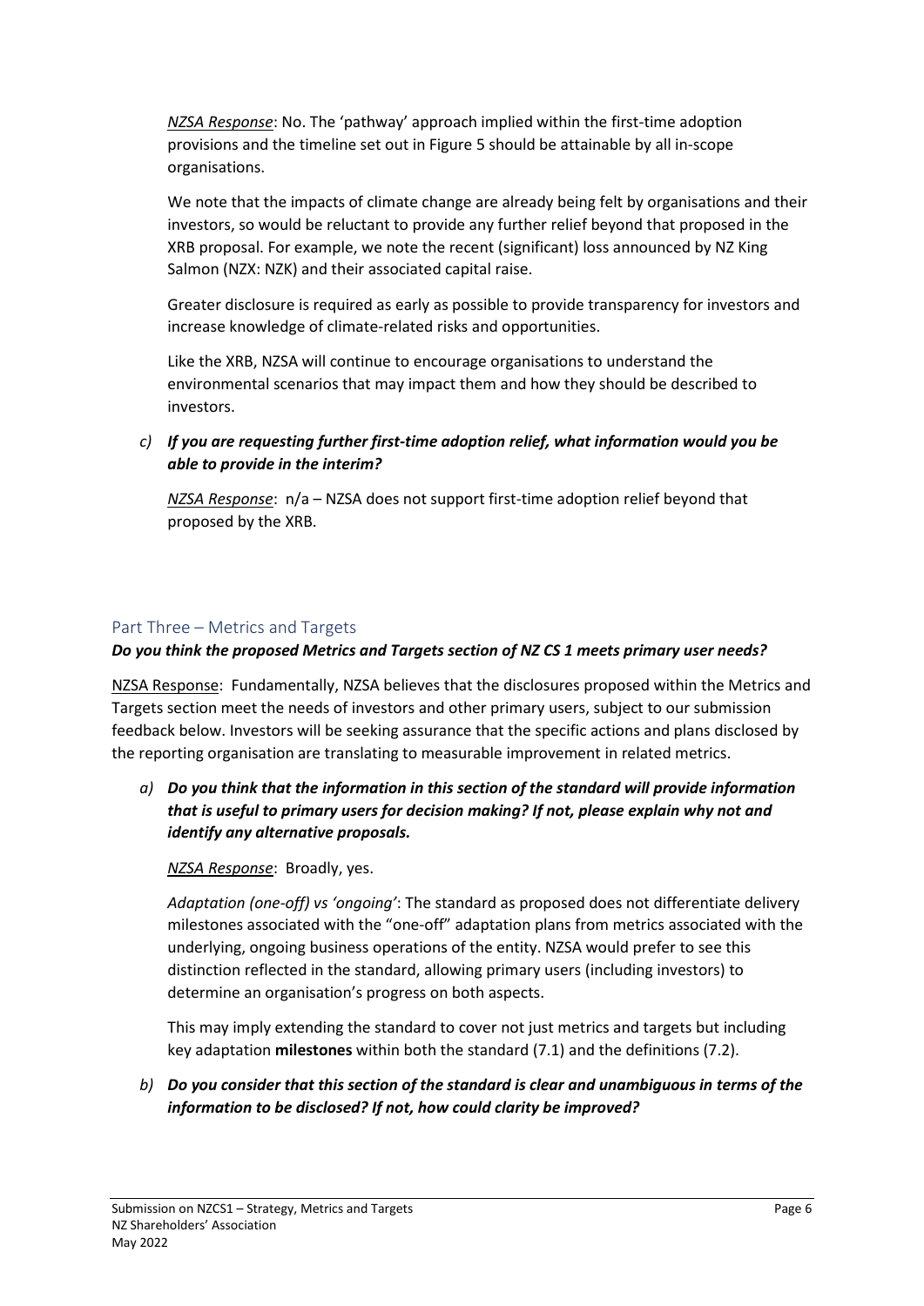*NZSA Response*: No. The 'pathway' approach implied within the first-time adoption provisions and the timeline set out in Figure 5 should be attainable by all in-scope organisations.

We note that the impacts of climate change are already being felt by organisations and their investors, so would be reluctant to provide any further relief beyond that proposed in the XRB proposal. For example, we note the recent (significant) loss announced by NZ King Salmon (NZX: NZK) and their associated capital raise.

Greater disclosure is required as early as possible to provide transparency for investors and increase knowledge of climate-related risks and opportunities.

Like the XRB, NZSA will continue to encourage organisations to understand the environmental scenarios that may impact them and how they should be described to investors.

c) ***If you are requesting further first-time adoption relief, what information would you be able to provide in the interim?***

   *NZSA Response*: n/a – NZSA does not support first-time adoption relief beyond that proposed by the XRB.

## Part Three – Metrics and Targets

***Do you think the proposed Metrics and Targets section of NZ CS 1 meets primary user needs?***

NZSA Response: Fundamentally, NZSA believes that the disclosures proposed within the Metrics and Targets section meet the needs of investors and other primary users, subject to our submission feedback below. Investors will be seeking assurance that the specific actions and plans disclosed by the reporting organisation are translating to measurable improvement in related metrics.

a) ***Do you think that the information in this section of the standard will provide information that is useful to primary users for decision making? If not, please explain why not and identify any alternative proposals.***

   *NZSA Response*: Broadly, yes.

   *Adaptation (one-off) vs 'ongoing'*: The standard as proposed does not differentiate delivery milestones associated with the "one-off" adaptation plans from metrics associated with the underlying, ongoing business operations of the entity. NZSA would prefer to see this distinction reflected in the standard, allowing primary users (including investors) to determine an organisation's progress on both aspects.

   This may imply extending the standard to cover not just metrics and targets but including key adaptation **milestones** within both the standard (7.1) and the definitions (7.2).

b) ***Do you consider that this section of the standard is clear and unambiguous in terms of the information to be disclosed? If not, how could clarity be improved?***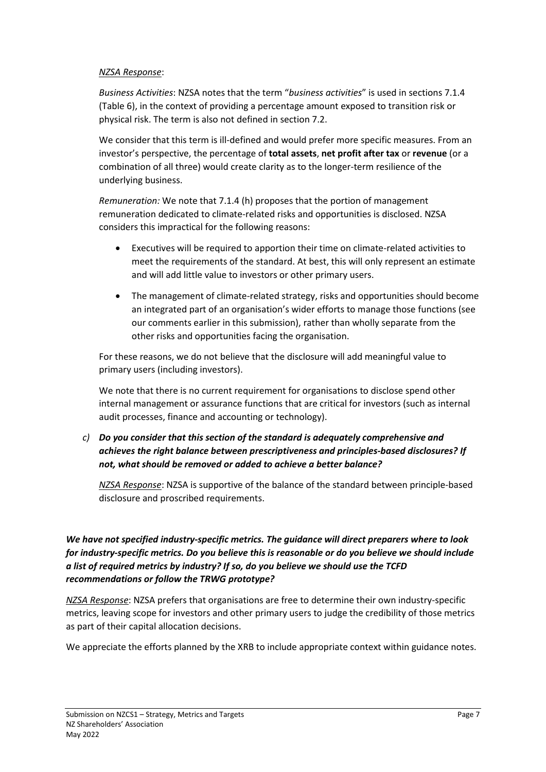*NZSA Response*:

*Business Activities*: NZSA notes that the term "*business activities*" is used in sections 7.1.4 (Table 6), in the context of providing a percentage amount exposed to transition risk or physical risk. The term is also not defined in section 7.2.

We consider that this term is ill-defined and would prefer more specific measures. From an investor's perspective, the percentage of **total assets**, **net profit after tax** or **revenue** (or a combination of all three) would create clarity as to the longer-term resilience of the underlying business.

*Remuneration:* We note that 7.1.4 (h) proposes that the portion of management remuneration dedicated to climate-related risks and opportunities is disclosed. NZSA considers this impractical for the following reasons:

- Executives will be required to apportion their time on climate-related activities to meet the requirements of the standard. At best, this will only represent an estimate and will add little value to investors or other primary users.
- The management of climate-related strategy, risks and opportunities should become an integrated part of an organisation's wider efforts to manage those functions (see our comments earlier in this submission), rather than wholly separate from the other risks and opportunities facing the organisation.

For these reasons, we do not believe that the disclosure will add meaningful value to primary users (including investors).

We note that there is no current requirement for organisations to disclose spend other internal management or assurance functions that are critical for investors (such as internal audit processes, finance and accounting or technology).

c) ***Do you consider that this section of the standard is adequately comprehensive and achieves the right balance between prescriptiveness and principles-based disclosures? If not, what should be removed or added to achieve a better balance?***

*NZSA Response*: NZSA is supportive of the balance of the standard between principle-based disclosure and proscribed requirements.

***We have not specified industry-specific metrics. The guidance will direct preparers where to look for industry-specific metrics. Do you believe this is reasonable or do you believe we should include a list of required metrics by industry? If so, do you believe we should use the TCFD recommendations or follow the TRWG prototype?***

*NZSA Response*: NZSA prefers that organisations are free to determine their own industry-specific metrics, leaving scope for investors and other primary users to judge the credibility of those metrics as part of their capital allocation decisions.

We appreciate the efforts planned by the XRB to include appropriate context within guidance notes.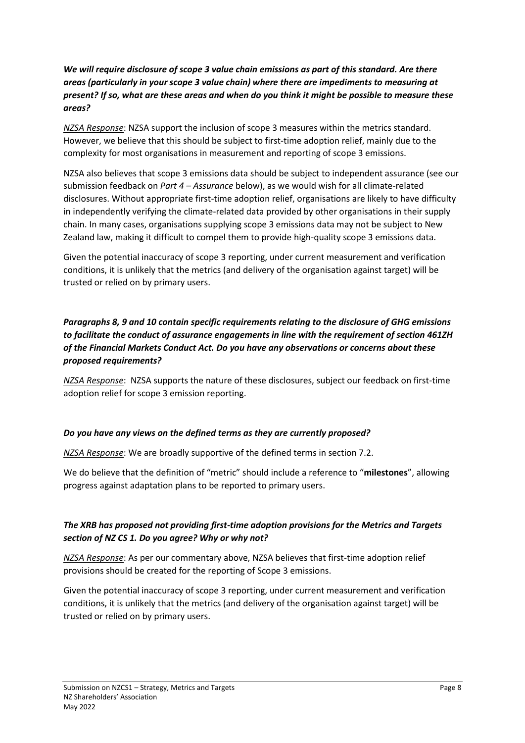***We will require disclosure of scope 3 value chain emissions as part of this standard. Are there areas (particularly in your scope 3 value chain) where there are impediments to measuring at present? If so, what are these areas and when do you think it might be possible to measure these areas?***

*NZSA Response*: NZSA support the inclusion of scope 3 measures within the metrics standard. However, we believe that this should be subject to first-time adoption relief, mainly due to the complexity for most organisations in measurement and reporting of scope 3 emissions.

NZSA also believes that scope 3 emissions data should be subject to independent assurance (see our submission feedback on *Part 4 – Assurance* below), as we would wish for all climate-related disclosures. Without appropriate first-time adoption relief, organisations are likely to have difficulty in independently verifying the climate-related data provided by other organisations in their supply chain. In many cases, organisations supplying scope 3 emissions data may not be subject to New Zealand law, making it difficult to compel them to provide high-quality scope 3 emissions data.

Given the potential inaccuracy of scope 3 reporting, under current measurement and verification conditions, it is unlikely that the metrics (and delivery of the organisation against target) will be trusted or relied on by primary users.

***Paragraphs 8, 9 and 10 contain specific requirements relating to the disclosure of GHG emissions to facilitate the conduct of assurance engagements in line with the requirement of section 461ZH of the Financial Markets Conduct Act. Do you have any observations or concerns about these proposed requirements?***

*NZSA Response*: NZSA supports the nature of these disclosures, subject our feedback on first-time adoption relief for scope 3 emission reporting.

***Do you have any views on the defined terms as they are currently proposed?***

*NZSA Response*: We are broadly supportive of the defined terms in section 7.2.

We do believe that the definition of "metric" should include a reference to "**milestones**", allowing progress against adaptation plans to be reported to primary users.

***The XRB has proposed not providing first-time adoption provisions for the Metrics and Targets section of NZ CS 1. Do you agree? Why or why not?***

*NZSA Response*: As per our commentary above, NZSA believes that first-time adoption relief provisions should be created for the reporting of Scope 3 emissions.

Given the potential inaccuracy of scope 3 reporting, under current measurement and verification conditions, it is unlikely that the metrics (and delivery of the organisation against target) will be trusted or relied on by primary users.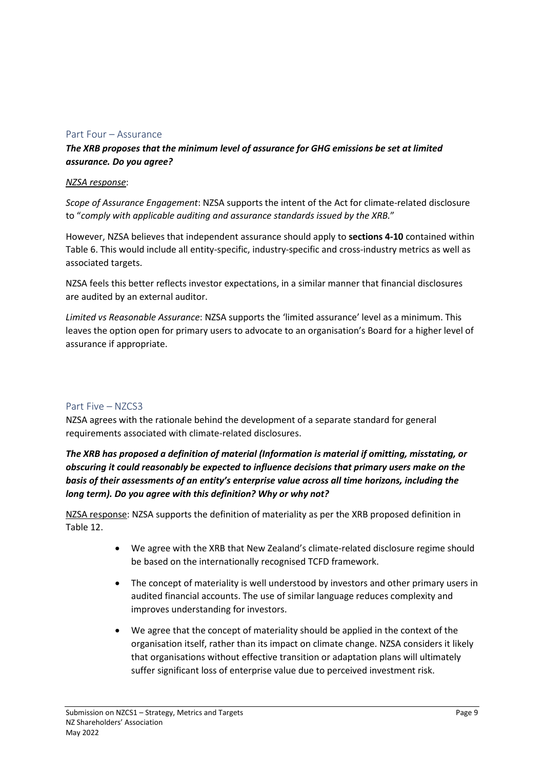## Part Four – Assurance

***The XRB proposes that the minimum level of assurance for GHG emissions be set at limited assurance. Do you agree?***

*NZSA response*:

*Scope of Assurance Engagement*: NZSA supports the intent of the Act for climate-related disclosure to "*comply with applicable auditing and assurance standards issued by the XRB.*"

However, NZSA believes that independent assurance should apply to **sections 4-10** contained within Table 6. This would include all entity-specific, industry-specific and cross-industry metrics as well as associated targets.

NZSA feels this better reflects investor expectations, in a similar manner that financial disclosures are audited by an external auditor.

*Limited vs Reasonable Assurance*: NZSA supports the 'limited assurance' level as a minimum. This leaves the option open for primary users to advocate to an organisation's Board for a higher level of assurance if appropriate.

## Part Five – NZCS3

NZSA agrees with the rationale behind the development of a separate standard for general requirements associated with climate-related disclosures.

***The XRB has proposed a definition of material (Information is material if omitting, misstating, or obscuring it could reasonably be expected to influence decisions that primary users make on the basis of their assessments of an entity's enterprise value across all time horizons, including the long term). Do you agree with this definition? Why or why not?***

NZSA response: NZSA supports the definition of materiality as per the XRB proposed definition in Table 12.

- We agree with the XRB that New Zealand's climate-related disclosure regime should be based on the internationally recognised TCFD framework.
- The concept of materiality is well understood by investors and other primary users in audited financial accounts. The use of similar language reduces complexity and improves understanding for investors.
- We agree that the concept of materiality should be applied in the context of the organisation itself, rather than its impact on climate change. NZSA considers it likely that organisations without effective transition or adaptation plans will ultimately suffer significant loss of enterprise value due to perceived investment risk.